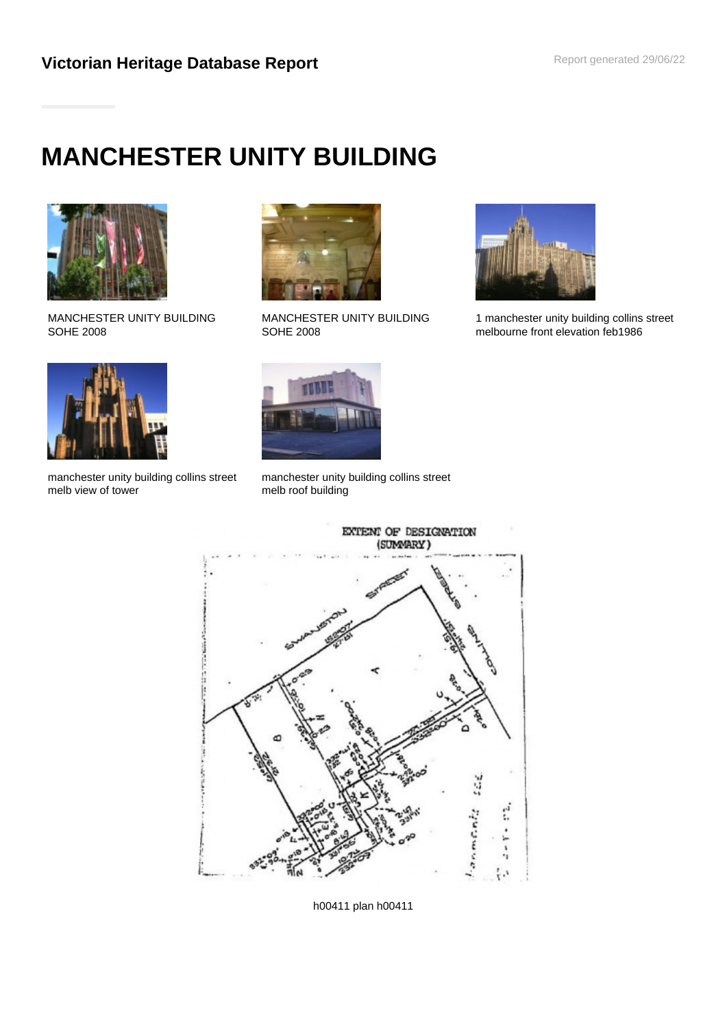**Victorian Heritage Database Report**

# MANCHESTER UNITY BUILDING

MANCHESTER UNITY BUILDING SOHE 2008

MANCHESTER UNITY BUILDING SOHE 2008

1 manchester unity building collins street melbourne front elevation feb1986

manchester unity building collins street melb view of tower

manchester unity building collins street melb roof building

h00411 plan h00411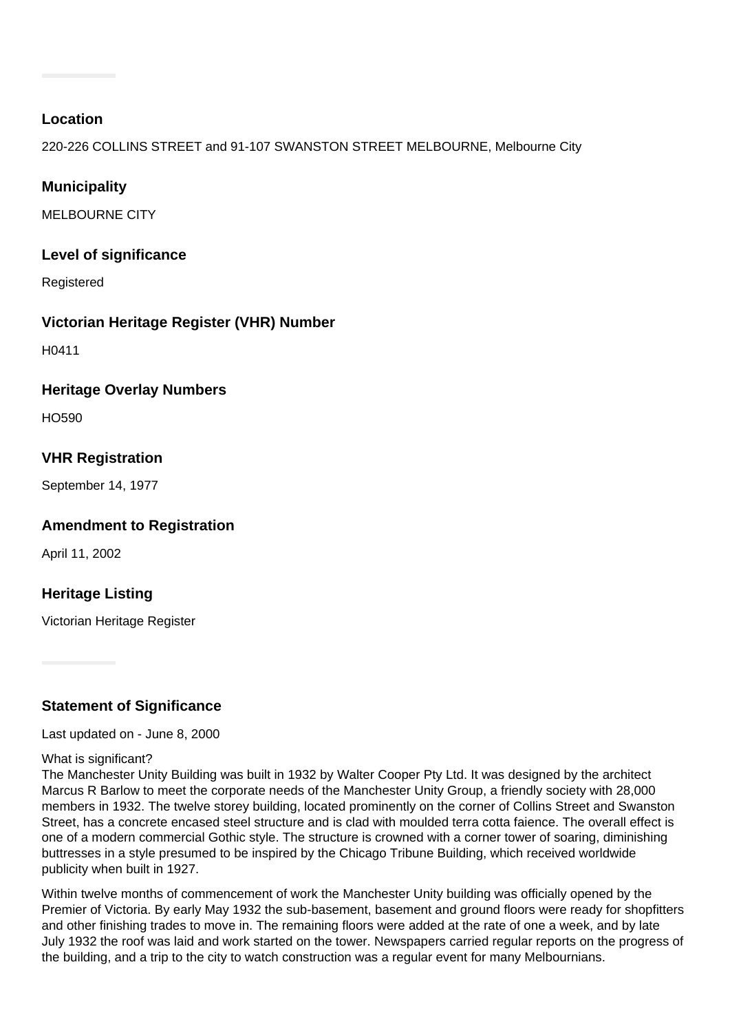### Location

220-226 COLLINS STREET and 91-107 SWANSTON STREET MELBOURNE, Melbourne City

### Municipality

MELBOURNE CITY

### Level of significance

Registered

### Victorian Heritage Register (VHR) Number

H0411

### Heritage Overlay Numbers

HO590

### VHR Registration

September 14, 1977

### Amendment to Registration

April 11, 2002

### Heritage Listing

Victorian Heritage Register

### Statement of Significance

Last updated on - June 8, 2000

What is significant?
The Manchester Unity Building was built in 1932 by Walter Cooper Pty Ltd. It was designed by the architect Marcus R Barlow to meet the corporate needs of the Manchester Unity Group, a friendly society with 28,000 members in 1932. The twelve storey building, located prominently on the corner of Collins Street and Swanston Street, has a concrete encased steel structure and is clad with moulded terra cotta faience. The overall effect is one of a modern commercial Gothic style. The structure is crowned with a corner tower of soaring, diminishing buttresses in a style presumed to be inspired by the Chicago Tribune Building, which received worldwide publicity when built in 1927.

Within twelve months of commencement of work the Manchester Unity building was officially opened by the Premier of Victoria. By early May 1932 the sub-basement, basement and ground floors were ready for shopfitters and other finishing trades to move in. The remaining floors were added at the rate of one a week, and by late July 1932 the roof was laid and work started on the tower. Newspapers carried regular reports on the progress of the building, and a trip to the city to watch construction was a regular event for many Melbournians.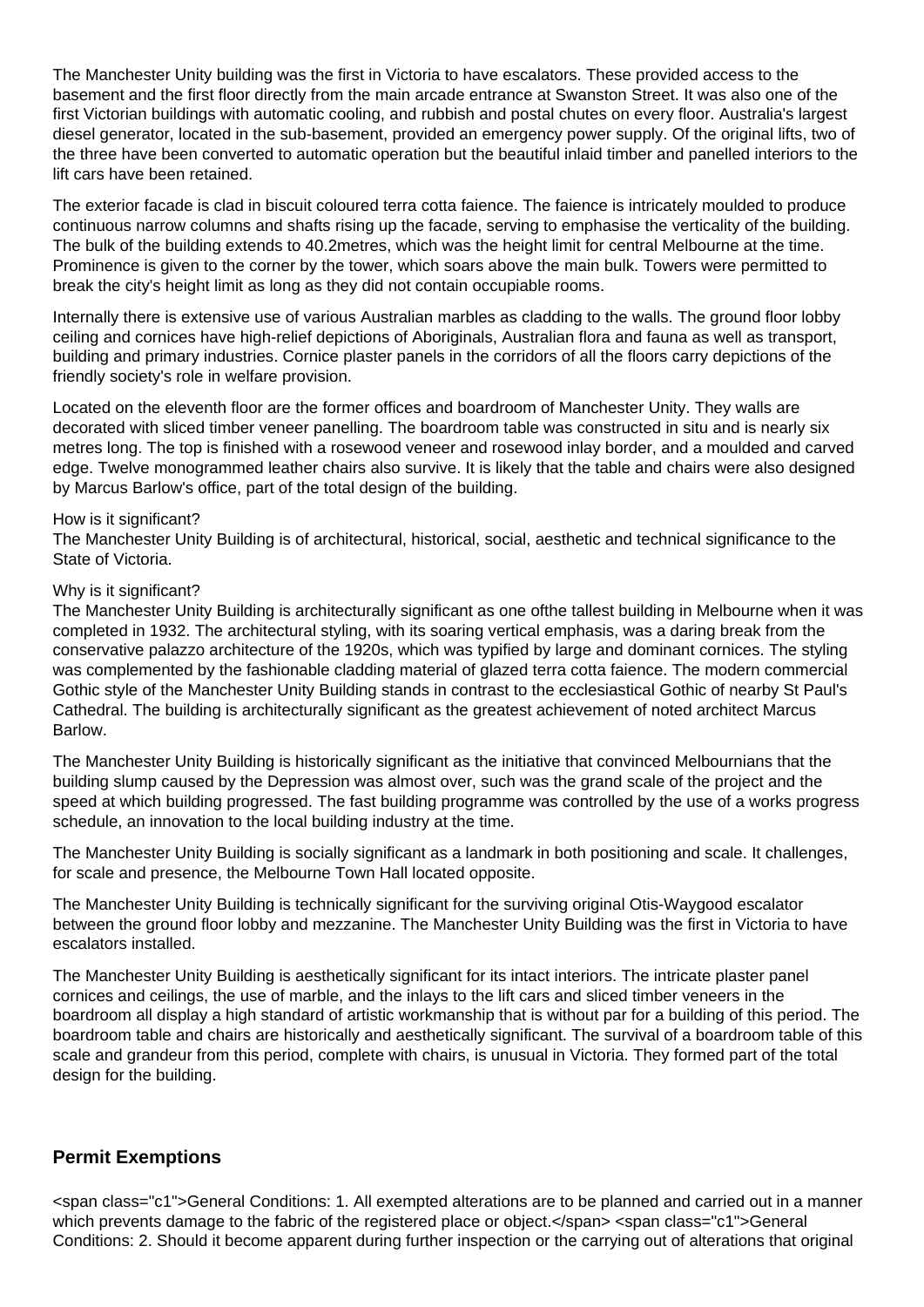The Manchester Unity building was the first in Victoria to have escalators. These provided access to the basement and the first floor directly from the main arcade entrance at Swanston Street. It was also one of the first Victorian buildings with automatic cooling, and rubbish and postal chutes on every floor. Australia's largest diesel generator, located in the sub-basement, provided an emergency power supply. Of the original lifts, two of the three have been converted to automatic operation but the beautiful inlaid timber and panelled interiors to the lift cars have been retained.

The exterior facade is clad in biscuit coloured terra cotta faience. The faience is intricately moulded to produce continuous narrow columns and shafts rising up the facade, serving to emphasise the verticality of the building. The bulk of the building extends to 40.2metres, which was the height limit for central Melbourne at the time. Prominence is given to the corner by the tower, which soars above the main bulk. Towers were permitted to break the city's height limit as long as they did not contain occupiable rooms.

Internally there is extensive use of various Australian marbles as cladding to the walls. The ground floor lobby ceiling and cornices have high-relief depictions of Aboriginals, Australian flora and fauna as well as transport, building and primary industries. Cornice plaster panels in the corridors of all the floors carry depictions of the friendly society's role in welfare provision.

Located on the eleventh floor are the former offices and boardroom of Manchester Unity. They walls are decorated with sliced timber veneer panelling. The boardroom table was constructed in situ and is nearly six metres long. The top is finished with a rosewood veneer and rosewood inlay border, and a moulded and carved edge. Twelve monogrammed leather chairs also survive. It is likely that the table and chairs were also designed by Marcus Barlow's office, part of the total design of the building.

How is it significant?
The Manchester Unity Building is of architectural, historical, social, aesthetic and technical significance to the State of Victoria.

Why is it significant?
The Manchester Unity Building is architecturally significant as one ofthe tallest building in Melbourne when it was completed in 1932. The architectural styling, with its soaring vertical emphasis, was a daring break from the conservative palazzo architecture of the 1920s, which was typified by large and dominant cornices. The styling was complemented by the fashionable cladding material of glazed terra cotta faience. The modern commercial Gothic style of the Manchester Unity Building stands in contrast to the ecclesiastical Gothic of nearby St Paul's Cathedral. The building is architecturally significant as the greatest achievement of noted architect Marcus Barlow.

The Manchester Unity Building is historically significant as the initiative that convinced Melbournians that the building slump caused by the Depression was almost over, such was the grand scale of the project and the speed at which building progressed. The fast building programme was controlled by the use of a works progress schedule, an innovation to the local building industry at the time.

The Manchester Unity Building is socially significant as a landmark in both positioning and scale. It challenges, for scale and presence, the Melbourne Town Hall located opposite.

The Manchester Unity Building is technically significant for the surviving original Otis-Waygood escalator between the ground floor lobby and mezzanine. The Manchester Unity Building was the first in Victoria to have escalators installed.

The Manchester Unity Building is aesthetically significant for its intact interiors. The intricate plaster panel cornices and ceilings, the use of marble, and the inlays to the lift cars and sliced timber veneers in the boardroom all display a high standard of artistic workmanship that is without par for a building of this period. The boardroom table and chairs are historically and aesthetically significant. The survival of a boardroom table of this scale and grandeur from this period, complete with chairs, is unusual in Victoria. They formed part of the total design for the building.

## Permit Exemptions

<span class="c1">General Conditions: 1. All exempted alterations are to be planned and carried out in a manner which prevents damage to the fabric of the registered place or object.</span> <span class="c1">General Conditions: 2. Should it become apparent during further inspection or the carrying out of alterations that original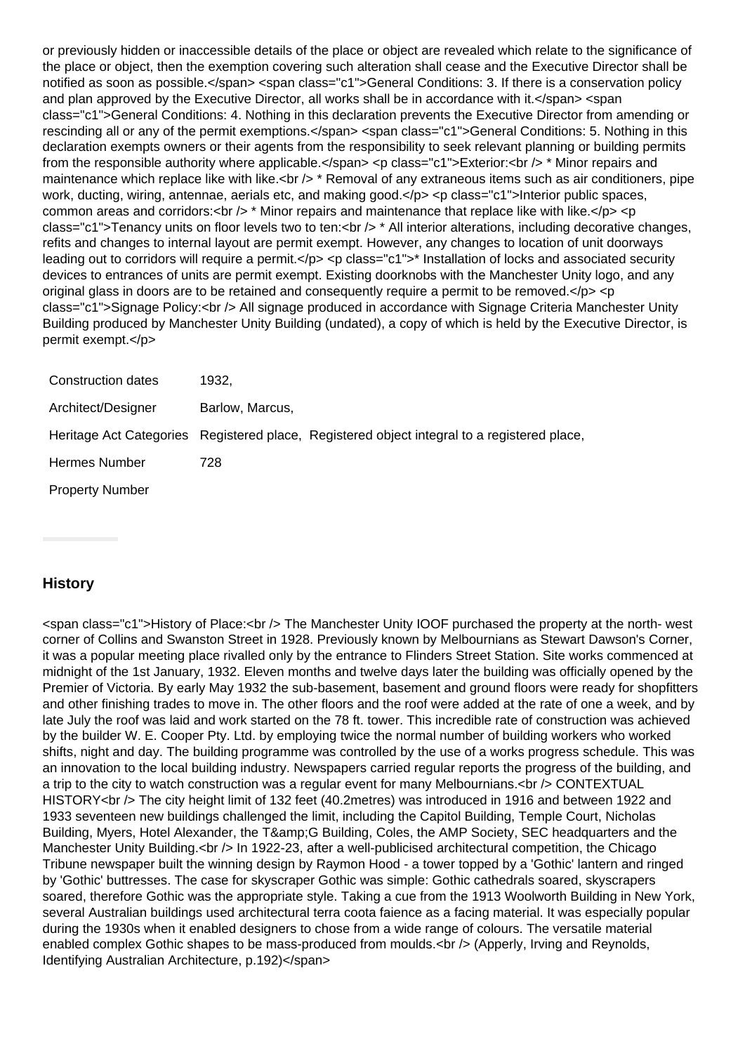or previously hidden or inaccessible details of the place or object are revealed which relate to the significance of the place or object, then the exemption covering such alteration shall cease and the Executive Director shall be notified as soon as possible.</span> <span class="c1">General Conditions: 3. If there is a conservation policy and plan approved by the Executive Director, all works shall be in accordance with it.</span> <span class="c1">General Conditions: 4. Nothing in this declaration prevents the Executive Director from amending or rescinding all or any of the permit exemptions.</span> <span class="c1">General Conditions: 5. Nothing in this declaration exempts owners or their agents from the responsibility to seek relevant planning or building permits from the responsible authority where applicable.</span> <p class="c1">Exterior:<br /> * Minor repairs and maintenance which replace like with like.<br /> * Removal of any extraneous items such as air conditioners, pipe work, ducting, wiring, antennae, aerials etc, and making good.</p> <p class="c1">Interior public spaces, common areas and corridors:<br /> * Minor repairs and maintenance that replace like with like.</p> <p class="c1">Tenancy units on floor levels two to ten:<br /> * All interior alterations, including decorative changes, refits and changes to internal layout are permit exempt. However, any changes to location of unit doorways leading out to corridors will require a permit.</p> <p class="c1">* Installation of locks and associated security devices to entrances of units are permit exempt. Existing doorknobs with the Manchester Unity logo, and any original glass in doors are to be retained and consequently require a permit to be removed.</p> <p class="c1">Signage Policy:<br /> All signage produced in accordance with Signage Criteria Manchester Unity Building produced by Manchester Unity Building (undated), a copy of which is held by the Executive Director, is permit exempt.</p>

| | |
|---|---|
| Construction dates | 1932, |
| Architect/Designer | Barlow, Marcus, |
| Heritage Act Categories | Registered place, Registered object integral to a registered place, |
| Hermes Number | 728 |
| Property Number | |

## History

<span class="c1">History of Place:<br /> The Manchester Unity IOOF purchased the property at the north- west corner of Collins and Swanston Street in 1928. Previously known by Melbournians as Stewart Dawson's Corner, it was a popular meeting place rivalled only by the entrance to Flinders Street Station. Site works commenced at midnight of the 1st January, 1932. Eleven months and twelve days later the building was officially opened by the Premier of Victoria. By early May 1932 the sub-basement, basement and ground floors were ready for shopfitters and other finishing trades to move in. The other floors and the roof were added at the rate of one a week, and by late July the roof was laid and work started on the 78 ft. tower. This incredible rate of construction was achieved by the builder W. E. Cooper Pty. Ltd. by employing twice the normal number of building workers who worked shifts, night and day. The building programme was controlled by the use of a works progress schedule. This was an innovation to the local building industry. Newspapers carried regular reports the progress of the building, and a trip to the city to watch construction was a regular event for many Melbournians.<br /> CONTEXTUAL HISTORY<br /> The city height limit of 132 feet (40.2metres) was introduced in 1916 and between 1922 and 1933 seventeen new buildings challenged the limit, including the Capitol Building, Temple Court, Nicholas Building, Myers, Hotel Alexander, the T&amp;G Building, Coles, the AMP Society, SEC headquarters and the Manchester Unity Building.<br /> In 1922-23, after a well-publicised architectural competition, the Chicago Tribune newspaper built the winning design by Raymon Hood - a tower topped by a 'Gothic' lantern and ringed by 'Gothic' buttresses. The case for skyscraper Gothic was simple: Gothic cathedrals soared, skyscrapers soared, therefore Gothic was the appropriate style. Taking a cue from the 1913 Woolworth Building in New York, several Australian buildings used architectural terra coota faience as a facing material. It was especially popular during the 1930s when it enabled designers to chose from a wide range of colours. The versatile material enabled complex Gothic shapes to be mass-produced from moulds.<br /> (Apperly, Irving and Reynolds, Identifying Australian Architecture, p.192)</span>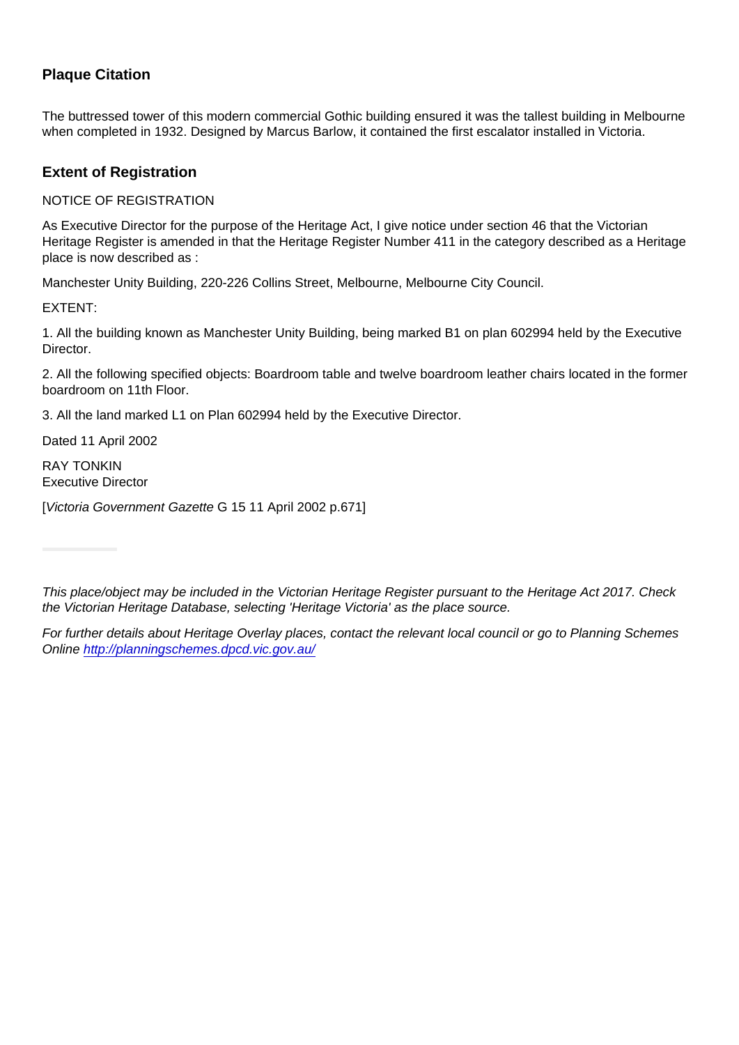## Plaque Citation

The buttressed tower of this modern commercial Gothic building ensured it was the tallest building in Melbourne when completed in 1932. Designed by Marcus Barlow, it contained the first escalator installed in Victoria.

## Extent of Registration

NOTICE OF REGISTRATION

As Executive Director for the purpose of the Heritage Act, I give notice under section 46 that the Victorian Heritage Register is amended in that the Heritage Register Number 411 in the category described as a Heritage place is now described as :

Manchester Unity Building, 220-226 Collins Street, Melbourne, Melbourne City Council.

EXTENT:

1. All the building known as Manchester Unity Building, being marked B1 on plan 602994 held by the Executive Director.

2. All the following specified objects: Boardroom table and twelve boardroom leather chairs located in the former boardroom on 11th Floor.

3. All the land marked L1 on Plan 602994 held by the Executive Director.

Dated 11 April 2002

RAY TONKIN
Executive Director

[*Victoria Government Gazette* G 15 11 April 2002 p.671]

---

*This place/object may be included in the Victorian Heritage Register pursuant to the Heritage Act 2017. Check the Victorian Heritage Database, selecting 'Heritage Victoria' as the place source.*

*For further details about Heritage Overlay places, contact the relevant local council or go to Planning Schemes Online* [http://planningschemes.dpcd.vic.gov.au/](http://planningschemes.dpcd.vic.gov.au/)